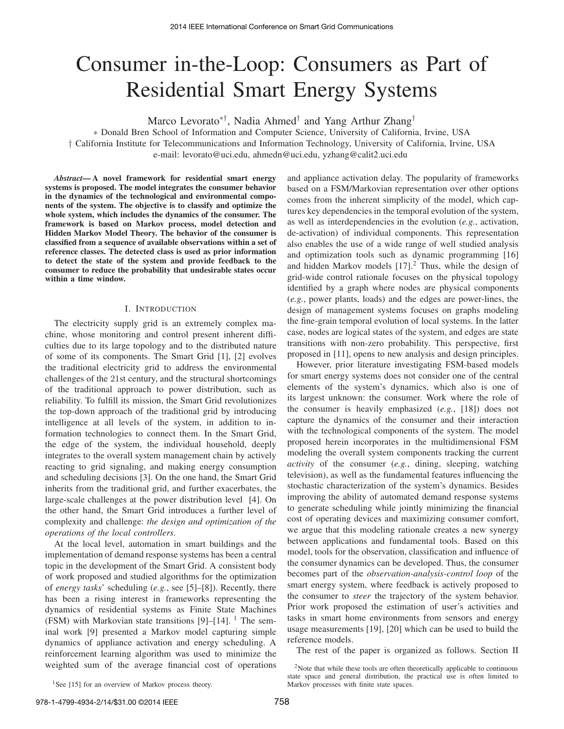# Consumer in-the-Loop: Consumers as Part of Residential Smart Energy Systems

Marco Levorato[∗†], Nadia Ahmed[†] and Yang Arthur Zhang[†]

∗ Donald Bren School of Information and Computer Science, University of California, Irvine, USA

† California Institute for Telecommunications and Information Technology, University of California, Irvine, USA

e-mail: levorato@uci.edu, ahmedn@uci.edu, yzhang@calit2.uci.edu

***Abstract*— A novel framework for residential smart energy systems is proposed. The model integrates the consumer behavior in the dynamics of the technological and environmental components of the system. The objective is to classify and optimize the whole system, which includes the dynamics of the consumer. The framework is based on Markov process, model detection and Hidden Markov Model Theory. The behavior of the consumer is classified from a sequence of available observations within a set of reference classes. The detected class is used as prior information to detect the state of the system and provide feedback to the consumer to reduce the probability that undesirable states occur within a time window.**

## I. Introduction

The electricity supply grid is an extremely complex machine, whose monitoring and control present inherent difficulties due to its large topology and to the distributed nature of some of its components. The Smart Grid [1], [2] evolves the traditional electricity grid to address the environmental challenges of the 21st century, and the structural shortcomings of the traditional approach to power distribution, such as reliability. To fulfill its mission, the Smart Grid revolutionizes the top-down approach of the traditional grid by introducing intelligence at all levels of the system, in addition to information technologies to connect them. In the Smart Grid, the edge of the system, the individual household, deeply integrates to the overall system management chain by actively reacting to grid signaling, and making energy consumption and scheduling decisions [3]. On the one hand, the Smart Grid inherits from the traditional grid, and further exacerbates, the large-scale challenges at the power distribution level [4]. On the other hand, the Smart Grid introduces a further level of complexity and challenge: *the design and optimization of the operations of the local controllers*.

At the local level, automation in smart buildings and the implementation of demand response systems has been a central topic in the development of the Smart Grid. A consistent body of work proposed and studied algorithms for the optimization of *energy tasks*' scheduling (*e.g.*, see [5]–[8]). Recently, there has been a rising interest in frameworks representing the dynamics of residential systems as Finite State Machines (FSM) with Markovian state transitions [9]–[14]. [1] The seminal work [9] presented a Markov model capturing simple dynamics of appliance activation and energy scheduling. A reinforcement learning algorithm was used to minimize the weighted sum of the average financial cost of operations and appliance activation delay. The popularity of frameworks based on a FSM/Markovian representation over other options comes from the inherent simplicity of the model, which captures key dependencies in the temporal evolution of the system, as well as interdependencies in the evolution (*e.g.*, activation, de-activation) of individual components. This representation also enables the use of a wide range of well studied analysis and optimization tools such as dynamic programming [16] and hidden Markov models [17].[2] Thus, while the design of grid-wide control rationale focuses on the physical topology identified by a graph where nodes are physical components (*e.g.*, power plants, loads) and the edges are power-lines, the design of management systems focuses on graphs modeling the fine-grain temporal evolution of local systems. In the latter case, nodes are logical states of the system, and edges are state transitions with non-zero probability. This perspective, first proposed in [11], opens to new analysis and design principles.

However, prior literature investigating FSM-based models for smart energy systems does not consider one of the central elements of the system's dynamics, which also is one of its largest unknown: the consumer. Work where the role of the consumer is heavily emphasized (*e.g.*, [18]) does not capture the dynamics of the consumer and their interaction with the technological components of the system. The model proposed herein incorporates in the multidimensional FSM modeling the overall system components tracking the current *activity* of the consumer (*e.g.*, dining, sleeping, watching television), as well as the fundamental features influencing the stochastic characterization of the system's dynamics. Besides improving the ability of automated demand response systems to generate scheduling while jointly minimizing the financial cost of operating devices and maximizing consumer comfort, we argue that this modeling rationale creates a new synergy between applications and fundamental tools. Based on this model, tools for the observation, classification and influence of the consumer dynamics can be developed. Thus, the consumer becomes part of the *observation-analysis-control loop* of the smart energy system, where feedback is actively proposed to the consumer to *steer* the trajectory of the system behavior. Prior work proposed the estimation of user's activities and tasks in smart home environments from sensors and energy usage measurements [19], [20] which can be used to build the reference models.

The rest of the paper is organized as follows. Section II

[1] See [15] for an overview of Markov process theory.

[2] Note that while these tools are often theoretically applicable to continuous state space and general distribution, the practical use is often limited to Markov processes with finite state spaces.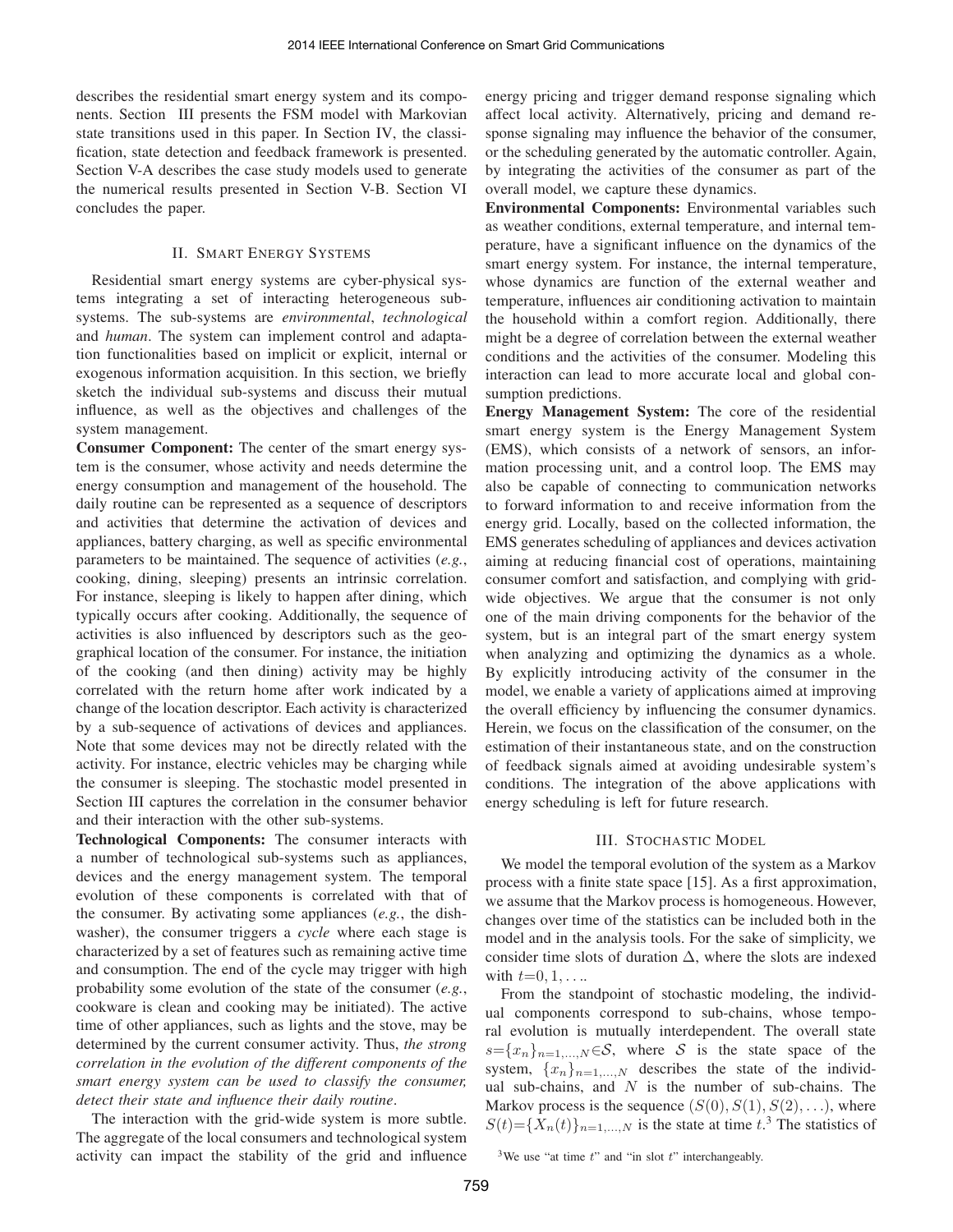describes the residential smart energy system and its components. Section III presents the FSM model with Markovian state transitions used in this paper. In Section IV, the classification, state detection and feedback framework is presented. Section V-A describes the case study models used to generate the numerical results presented in Section V-B. Section VI concludes the paper.

## II. Smart Energy Systems

Residential smart energy systems are cyber-physical systems integrating a set of interacting heterogeneous subsystems. The sub-systems are *environmental*, *technological* and *human*. The system can implement control and adaptation functionalities based on implicit or explicit, internal or exogenous information acquisition. In this section, we briefly sketch the individual sub-systems and discuss their mutual influence, as well as the objectives and challenges of the system management.

**Consumer Component:** The center of the smart energy system is the consumer, whose activity and needs determine the energy consumption and management of the household. The daily routine can be represented as a sequence of descriptors and activities that determine the activation of devices and appliances, battery charging, as well as specific environmental parameters to be maintained. The sequence of activities (*e.g.*, cooking, dining, sleeping) presents an intrinsic correlation. For instance, sleeping is likely to happen after dining, which typically occurs after cooking. Additionally, the sequence of activities is also influenced by descriptors such as the geographical location of the consumer. For instance, the initiation of the cooking (and then dining) activity may be highly correlated with the return home after work indicated by a change of the location descriptor. Each activity is characterized by a sub-sequence of activations of devices and appliances. Note that some devices may not be directly related with the activity. For instance, electric vehicles may be charging while the consumer is sleeping. The stochastic model presented in Section III captures the correlation in the consumer behavior and their interaction with the other sub-systems.

**Technological Components:** The consumer interacts with a number of technological sub-systems such as appliances, devices and the energy management system. The temporal evolution of these components is correlated with that of the consumer. By activating some appliances (*e.g.*, the dishwasher), the consumer triggers a *cycle* where each stage is characterized by a set of features such as remaining active time and consumption. The end of the cycle may trigger with high probability some evolution of the state of the consumer (*e.g.*, cookware is clean and cooking may be initiated). The active time of other appliances, such as lights and the stove, may be determined by the current consumer activity. Thus, *the strong correlation in the evolution of the different components of the smart energy system can be used to classify the consumer, detect their state and influence their daily routine*.

The interaction with the grid-wide system is more subtle. The aggregate of the local consumers and technological system activity can impact the stability of the grid and influence energy pricing and trigger demand response signaling which affect local activity. Alternatively, pricing and demand response signaling may influence the behavior of the consumer, or the scheduling generated by the automatic controller. Again, by integrating the activities of the consumer as part of the overall model, we capture these dynamics.

**Environmental Components:** Environmental variables such as weather conditions, external temperature, and internal temperature, have a significant influence on the dynamics of the smart energy system. For instance, the internal temperature, whose dynamics are function of the external weather and temperature, influences air conditioning activation to maintain the household within a comfort region. Additionally, there might be a degree of correlation between the external weather conditions and the activities of the consumer. Modeling this interaction can lead to more accurate local and global consumption predictions.

**Energy Management System:** The core of the residential smart energy system is the Energy Management System (EMS), which consists of a network of sensors, an information processing unit, and a control loop. The EMS may also be capable of connecting to communication networks to forward information to and receive information from the energy grid. Locally, based on the collected information, the EMS generates scheduling of appliances and devices activation aiming at reducing financial cost of operations, maintaining consumer comfort and satisfaction, and complying with grid-wide objectives. We argue that the consumer is not only one of the main driving components for the behavior of the system, but is an integral part of the smart energy system when analyzing and optimizing the dynamics as a whole. By explicitly introducing activity of the consumer in the model, we enable a variety of applications aimed at improving the overall efficiency by influencing the consumer dynamics. Herein, we focus on the classification of the consumer, on the estimation of their instantaneous state, and on the construction of feedback signals aimed at avoiding undesirable system's conditions. The integration of the above applications with energy scheduling is left for future research.

## III. Stochastic Model

We model the temporal evolution of the system as a Markov process with a finite state space [15]. As a first approximation, we assume that the Markov process is homogeneous. However, changes over time of the statistics can be included both in the model and in the analysis tools. For the sake of simplicity, we consider time slots of duration $\Delta$, where the slots are indexed with $t=0, 1, \ldots$.

From the standpoint of stochastic modeling, the individual components correspond to sub-chains, whose temporal evolution is mutually interdependent. The overall state $s=\{x_n\}_{n=1,\ldots,N} \in \mathcal{S}$, where $\mathcal{S}$ is the state space of the system, $\{x_n\}_{n=1,\ldots,N}$ describes the state of the individual sub-chains, and $N$ is the number of sub-chains. The Markov process is the sequence $(S(0), S(1), S(2), \ldots)$, where $S(t)=\{X_n(t)\}_{n=1,\ldots,N}$ is the state at time $t$.[3] The statistics of

[3] We use "at time $t$" and "in slot $t$" interchangeably.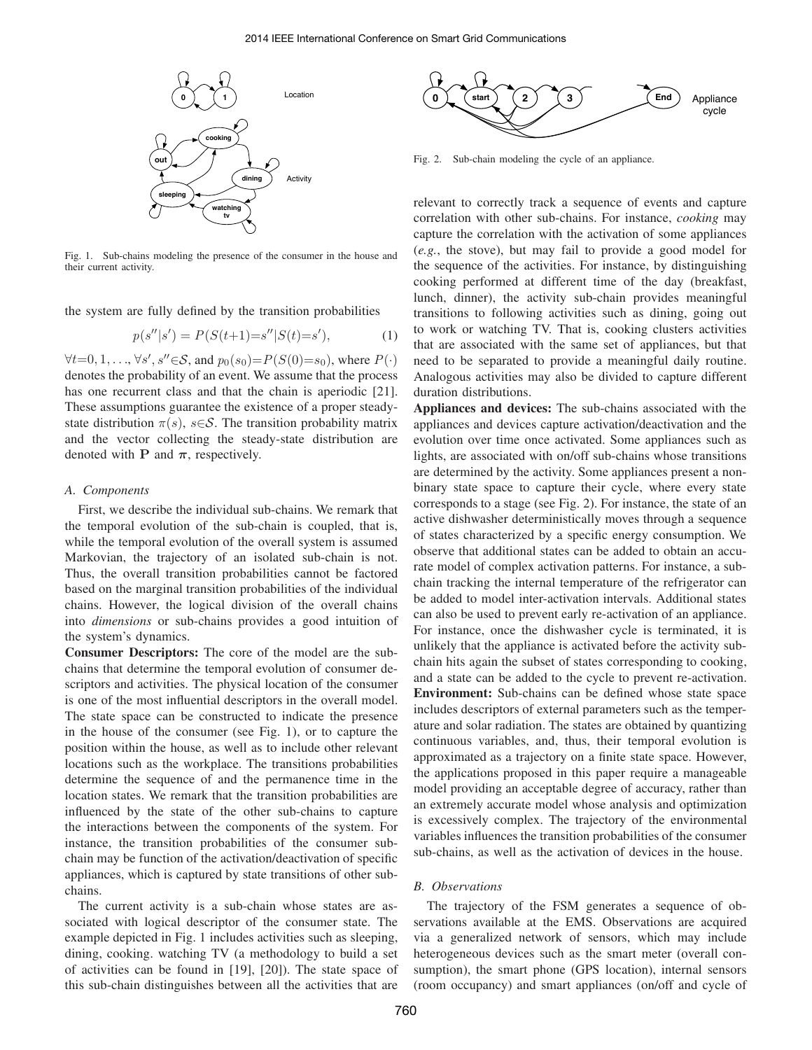Fig. 1. Sub-chains modeling the presence of the consumer in the house and their current activity.

the system are fully defined by the transition probabilities

$$p(s''|s') = P(S(t+1)=s''|S(t)=s'), \quad (1)$$

$\forall t=0, 1, \ldots, \forall s', s'' \in \mathcal{S}$, and $p_0(s_0)=P(S(0)=s_0)$, where $P(\cdot)$ denotes the probability of an event. We assume that the process has one recurrent class and that the chain is aperiodic [21]. These assumptions guarantee the existence of a proper steady-state distribution $\pi(s)$, $s \in \mathcal{S}$. The transition probability matrix and the vector collecting the steady-state distribution are denoted with $\mathbf{P}$ and $\boldsymbol{\pi}$, respectively.

### *A. Components*

First, we describe the individual sub-chains. We remark that the temporal evolution of the sub-chain is coupled, that is, while the temporal evolution of the overall system is assumed Markovian, the trajectory of an isolated sub-chain is not. Thus, the overall transition probabilities cannot be factored based on the marginal transition probabilities of the individual chains. However, the logical division of the overall chains into *dimensions* or sub-chains provides a good intuition of the system's dynamics.

**Consumer Descriptors:** The core of the model are the sub-chains that determine the temporal evolution of consumer descriptors and activities. The physical location of the consumer is one of the most influential descriptors in the overall model. The state space can be constructed to indicate the presence in the house of the consumer (see Fig. 1), or to capture the position within the house, as well as to include other relevant locations such as the workplace. The transitions probabilities determine the sequence of and the permanence time in the location states. We remark that the transition probabilities are influenced by the state of the other sub-chains to capture the interactions between the components of the system. For instance, the transition probabilities of the consumer sub-chain may be function of the activation/deactivation of specific appliances, which is captured by state transitions of other sub-chains.

The current activity is a sub-chain whose states are associated with logical descriptor of the consumer state. The example depicted in Fig. 1 includes activities such as sleeping, dining, cooking. watching TV (a methodology to build a set of activities can be found in [19], [20]). The state space of this sub-chain distinguishes between all the activities that are relevant to correctly track a sequence of events and capture correlation with other sub-chains. For instance, *cooking* may capture the correlation with the activation of some appliances (*e.g.*, the stove), but may fail to provide a good model for the sequence of the activities. For instance, by distinguishing cooking performed at different time of the day (breakfast, lunch, dinner), the activity sub-chain provides meaningful transitions to following activities such as dining, going out to work or watching TV. That is, cooking clusters activities that are associated with the same set of appliances, but that need to be separated to provide a meaningful daily routine. Analogous activities may also be divided to capture different duration distributions.

Fig. 2. Sub-chain modeling the cycle of an appliance.

**Appliances and devices:** The sub-chains associated with the appliances and devices capture activation/deactivation and the evolution over time once activated. Some appliances such as lights, are associated with on/off sub-chains whose transitions are determined by the activity. Some appliances present a non-binary state space to capture their cycle, where every state corresponds to a stage (see Fig. 2). For instance, the state of an active dishwasher deterministically moves through a sequence of states characterized by a specific energy consumption. We observe that additional states can be added to obtain an accurate model of complex activation patterns. For instance, a sub-chain tracking the internal temperature of the refrigerator can be added to model inter-activation intervals. Additional states can also be used to prevent early re-activation of an appliance. For instance, once the dishwasher cycle is terminated, it is unlikely that the appliance is activated before the activity sub-chain hits again the subset of states corresponding to cooking, and a state can be added to the cycle to prevent re-activation.

**Environment:** Sub-chains can be defined whose state space includes descriptors of external parameters such as the temperature and solar radiation. The states are obtained by quantizing continuous variables, and, thus, their temporal evolution is approximated as a trajectory on a finite state space. However, the applications proposed in this paper require a manageable model providing an acceptable degree of accuracy, rather than an extremely accurate model whose analysis and optimization is excessively complex. The trajectory of the environmental variables influences the transition probabilities of the consumer sub-chains, as well as the activation of devices in the house.

### *B. Observations*

The trajectory of the FSM generates a sequence of observations available at the EMS. Observations are acquired via a generalized network of sensors, which may include heterogeneous devices such as the smart meter (overall consumption), the smart phone (GPS location), internal sensors (room occupancy) and smart appliances (on/off and cycle of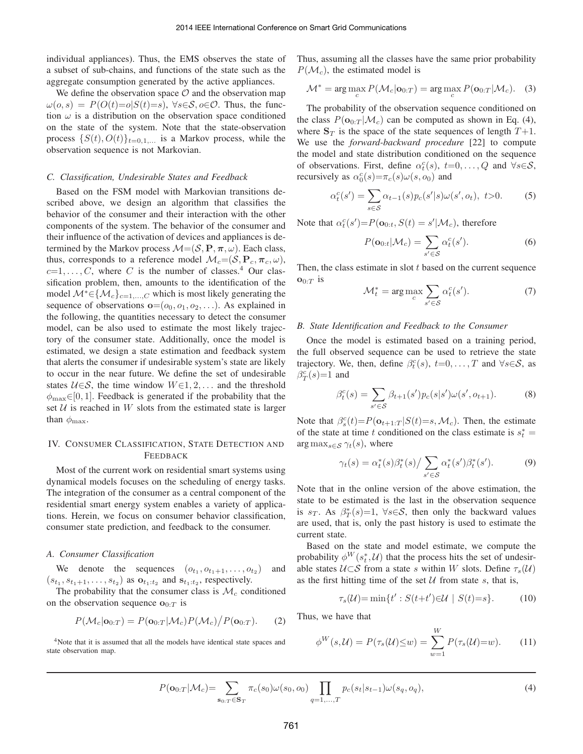individual appliances). Thus, the EMS observes the state of a subset of sub-chains, and functions of the state such as the aggregate consumption generated by the active appliances.

We define the observation space $\mathcal{O}$ and the observation map $\omega(o, s) = P(O(t)=o|S(t)=s)$, $\forall s \in \mathcal{S}, o \in \mathcal{O}$. Thus, the function $\omega$ is a distribution on the observation space conditioned on the state of the system. Note that the state-observation process $\{S(t), O(t)\}_{t=0,1,\ldots}$ is a Markov process, while the observation sequence is not Markovian.

### C. Classification, Undesirable States and Feedback

Based on the FSM model with Markovian transitions described above, we design an algorithm that classifies the behavior of the consumer and their interaction with the other components of the system. The behavior of the consumer and their influence of the activation of devices and appliances is determined by the Markov process $\mathcal{M}=(\mathcal{S}, \mathbf{P}, \boldsymbol{\pi}, \omega)$. Each class, thus, corresponds to a reference model $\mathcal{M}_c=(\mathcal{S}, \mathbf{P}_c, \boldsymbol{\pi}_c, \omega)$, $c=1, \ldots, C$, where $C$ is the number of classes.[4] Our classification problem, then, amounts to the identification of the model $\mathcal{M}^* \in \{\mathcal{M}_c\}_{c=1,\ldots,C}$ which is most likely generating the sequence of observations $\mathbf{o}=(o_0, o_1, o_2, \ldots)$. As explained in the following, the quantities necessary to detect the consumer model, can be also used to estimate the most likely trajectory of the consumer state. Additionally, once the model is estimated, we design a state estimation and feedback system that alerts the consumer if undesirable system's state are likely to occur in the near future. We define the set of undesirable states $\mathcal{U} \in \mathcal{S}$, the time window $W \in 1, 2, \ldots$ and the threshold $\phi_{\max} \in [0, 1]$. Feedback is generated if the probability that the set $\mathcal{U}$ is reached in $W$ slots from the estimated state is larger than $\phi_{\max}$.

## IV. Consumer Classification, State Detection and Feedback

Most of the current work on residential smart systems using dynamical models focuses on the scheduling of energy tasks. The integration of the consumer as a central component of the residential smart energy system enables a variety of applications. Herein, we focus on consumer behavior classification, consumer state prediction, and feedback to the consumer.

### A. Consumer Classification

We denote the sequences $(o_{t_1}, o_{t_1+1}, \ldots, o_{t_2})$ and $(s_{t_1}, s_{t_1+1}, \ldots, s_{t_2})$ as $\mathbf{o}_{t_1:t_2}$ and $\mathbf{s}_{t_1:t_2}$, respectively.

The probability that the consumer class is $\mathcal{M}_c$ conditioned on the observation sequence $\mathbf{o}_{0:T}$ is

$$P(\mathcal{M}_c|\mathbf{o}_{0:T}) = P(\mathbf{o}_{0:T}|\mathcal{M}_c)P(\mathcal{M}_c) \big/ P(\mathbf{o}_{0:T}). \quad (2)$$

[4]Note that it is assumed that all the models have identical state spaces and state observation map.

Thus, assuming all the classes have the same prior probability $P(\mathcal{M}_c)$, the estimated model is

$$\mathcal{M}^* = \arg\max_c P(\mathcal{M}_c|\mathbf{o}_{0:T}) = \arg\max_c P(\mathbf{o}_{0:T}|\mathcal{M}_c). \quad (3)$$

The probability of the observation sequence conditioned on the class $P(\mathbf{o}_{0:T}|\mathcal{M}_c)$ can be computed as shown in Eq. (4), where $\mathbf{S}_T$ is the space of the state sequences of length $T+1$. We use the *forward-backward procedure* [22] to compute the model and state distribution conditioned on the sequence of observations. First, define $\alpha_t^c(s)$, $t=0, \ldots, Q$ and $\forall s \in \mathcal{S}$, recursively as $\alpha_0^c(s)=\pi_c(s)\omega(s, o_0)$ and

$$\alpha_t^c(s') = \sum_{s \in \mathcal{S}} \alpha_{t-1}(s) p_c(s'|s) \omega(s', o_t), \; t>0. \quad (5)$$

Note that $\alpha_t^c(s')=P(\mathbf{o}_{0:t}, S(t)=s'|\mathcal{M}_c)$, therefore

$$P(\mathbf{o}_{0:t}|\mathcal{M}_c) = \sum_{s' \in \mathcal{S}} \alpha_t^c(s'). \quad (6)$$

Then, the class estimate in slot $t$ based on the current sequence $\mathbf{o}_{0:T}$ is

$$\mathcal{M}_t^* = \arg\max_c \sum_{s' \in \mathcal{S}} \alpha_t^c(s'). \quad (7)$$

### B. State Identification and Feedback to the Consumer

Once the model is estimated based on a training period, the full observed sequence can be used to retrieve the state trajectory. We, then, define $\beta_t^c(s)$, $t=0, \ldots, T$ and $\forall s \in \mathcal{S}$, as $\beta_T^c(s)=1$ and

$$\beta_t^c(s) = \sum_{s' \in \mathcal{S}} \beta_{t+1}(s') p_c(s|s') \omega(s', o_{t+1}). \quad (8)$$

Note that $\beta_s^c(t)=P(\mathbf{o}_{t+1:T}|S(t)=s, \mathcal{M}_c)$. Then, the estimate of the state at time $t$ conditioned on the class estimate is $s_t^* = \arg\max_{s \in \mathcal{S}} \gamma_t(s)$, where

$$\gamma_t(s) = \alpha_t^*(s)\beta_t^*(s) \big/ \sum_{s' \in \mathcal{S}} \alpha_t^*(s')\beta_t^*(s'). \quad (9)$$

Note that in the online version of the above estimation, the state to be estimated is the last in the observation sequence is $s_T$. As $\beta_T^*(s)=1$, $\forall s \in \mathcal{S}$, then only the backward values are used, that is, only the past history is used to estimate the current state.

Based on the state and model estimate, we compute the probability $\phi^W(s_t^*, \mathcal{U})$ that the process hits the set of undesirable states $\mathcal{U} \subset \mathcal{S}$ from a state $s$ within $W$ slots. Define $\tau_s(\mathcal{U})$ as the first hitting time of the set $\mathcal{U}$ from state $s$, that is,

$$\tau_s(\mathcal{U}) = \min\{t' : S(t+t') \in \mathcal{U} \mid S(t)=s\}. \quad (10)$$

Thus, we have that

$$\phi^W(s, \mathcal{U}) = P(\tau_s(\mathcal{U}) \leq w) = \sum_{w=1}^{W} P(\tau_s(\mathcal{U})=w). \quad (11)$$

$$P(\mathbf{o}_{0:T}|\mathcal{M}_c) = \sum_{\mathbf{s}_{0:T} \in \mathbf{S}_T} \pi_c(s_0)\omega(s_0, o_0) \prod_{q=1,\ldots,T} p_c(s_t|s_{t-1})\omega(s_q, o_q), \quad (4)$$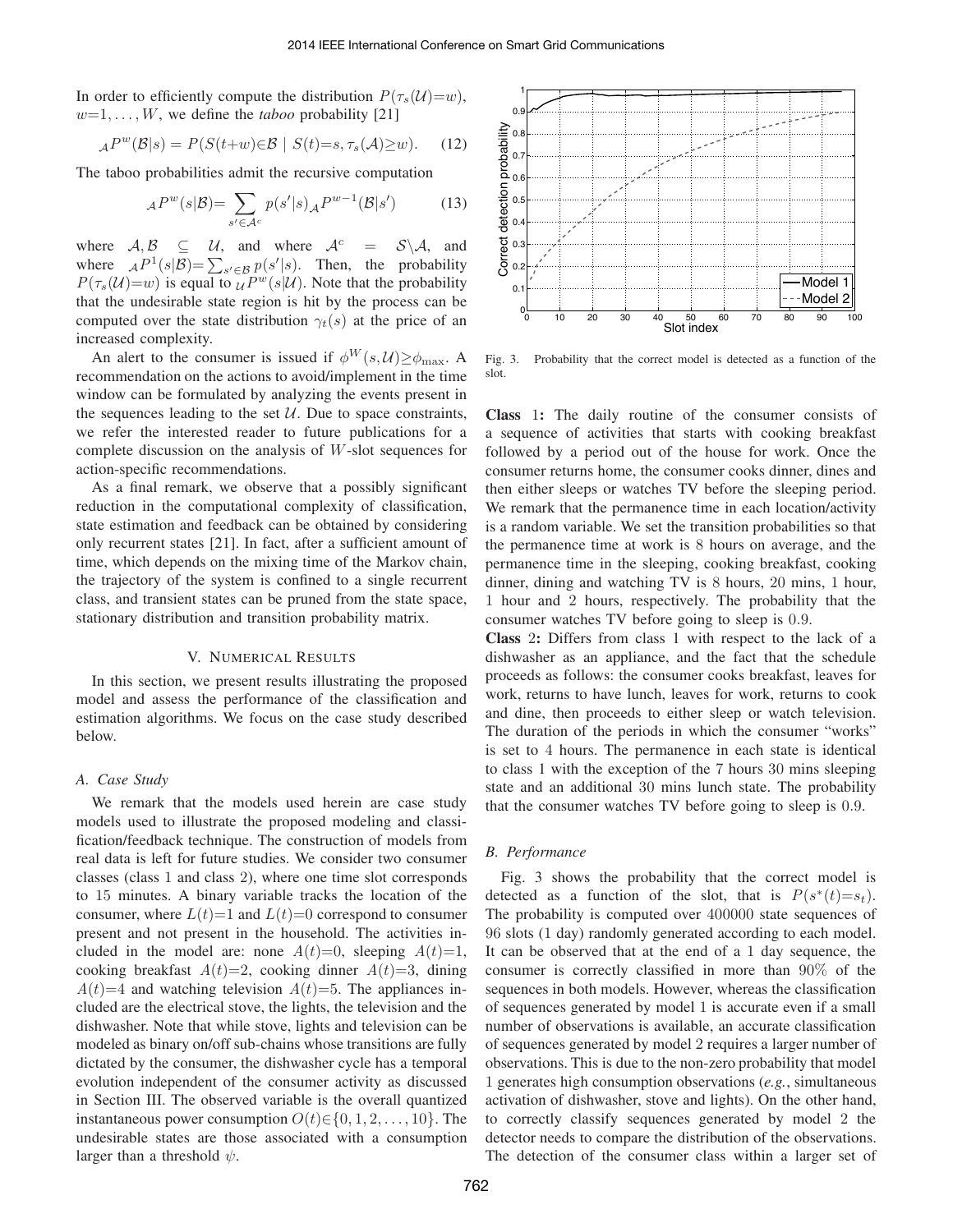In order to efficiently compute the distribution $P(\tau_s(\mathcal{U})=w)$, $w=1,\ldots,W$, we define the *taboo* probability [21]

$$_{\mathcal{A}}P^{w}(\mathcal{B}|s) = P(S(t+w)\in\mathcal{B} \mid S(t)=s, \tau_s(\mathcal{A})\geq w). \quad (12)$$

The taboo probabilities admit the recursive computation

$$_{\mathcal{A}}P^{w}(s|\mathcal{B}) = \sum_{s'\in\mathcal{A}^c} p(s'|s)\, _{\mathcal{A}}P^{w-1}(\mathcal{B}|s') \quad (13)$$

where $\mathcal{A},\mathcal{B} \subseteq \mathcal{U}$, and where $\mathcal{A}^c = \mathcal{S}\backslash\mathcal{A}$, and where $_{\mathcal{A}}P^{1}(s|\mathcal{B}) = \sum_{s'\in\mathcal{B}} p(s'|s)$. Then, the probability $P(\tau_s(\mathcal{U})=w)$ is equal to $_{\mathcal{U}}P^{w}(s|\mathcal{U})$. Note that the probability that the undesirable state region is hit by the process can be computed over the state distribution $\gamma_t(s)$ at the price of an increased complexity.

An alert to the consumer is issued if $\phi^{W}(s,\mathcal{U})\geq\phi_{\max}$. A recommendation on the actions to avoid/implement in the time window can be formulated by analyzing the events present in the sequences leading to the set $\mathcal{U}$. Due to space constraints, we refer the interested reader to future publications for a complete discussion on the analysis of $W$-slot sequences for action-specific recommendations.

As a final remark, we observe that a possibly significant reduction in the computational complexity of classification, state estimation and feedback can be obtained by considering only recurrent states [21]. In fact, after a sufficient amount of time, which depends on the mixing time of the Markov chain, the trajectory of the system is confined to a single recurrent class, and transient states can be pruned from the state space, stationary distribution and transition probability matrix.

## V. Numerical Results

In this section, we present results illustrating the proposed model and assess the performance of the classification and estimation algorithms. We focus on the case study described below.

### A. Case Study

We remark that the models used herein are case study models used to illustrate the proposed modeling and classification/feedback technique. The construction of models from real data is left for future studies. We consider two consumer classes (class 1 and class 2), where one time slot corresponds to 15 minutes. A binary variable tracks the location of the consumer, where $L(t)=1$ and $L(t)=0$ correspond to consumer present and not present in the household. The activities included in the model are: none $A(t)=0$, sleeping $A(t)=1$, cooking breakfast $A(t)=2$, cooking dinner $A(t)=3$, dining $A(t)=4$ and watching television $A(t)=5$. The appliances included are the electrical stove, the lights, the television and the dishwasher. Note that while stove, lights and television can be modeled as binary on/off sub-chains whose transitions are fully dictated by the consumer, the dishwasher cycle has a temporal evolution independent of the consumer activity as discussed in Section III. The observed variable is the overall quantized instantaneous power consumption $O(t)\in\{0,1,2,\ldots,10\}$. The undesirable states are those associated with a consumption larger than a threshold $\psi$.

Fig. 3. Probability that the correct model is detected as a function of the slot.

**Class 1:** The daily routine of the consumer consists of a sequence of activities that starts with cooking breakfast followed by a period out of the house for work. Once the consumer returns home, the consumer cooks dinner, dines and then either sleeps or watches TV before the sleeping period. We remark that the permanence time in each location/activity is a random variable. We set the transition probabilities so that the permanence time at work is 8 hours on average, and the permanence time in the sleeping, cooking breakfast, cooking dinner, dining and watching TV is 8 hours, 20 mins, 1 hour, 1 hour and 2 hours, respectively. The probability that the consumer watches TV before going to sleep is 0.9.

**Class 2:** Differs from class 1 with respect to the lack of a dishwasher as an appliance, and the fact that the schedule proceeds as follows: the consumer cooks breakfast, leaves for work, returns to have lunch, leaves for work, returns to cook and dine, then proceeds to either sleep or watch television. The duration of the periods in which the consumer "works" is set to 4 hours. The permanence in each state is identical to class 1 with the exception of the 7 hours 30 mins sleeping state and an additional 30 mins lunch state. The probability that the consumer watches TV before going to sleep is 0.9.

### B. Performance

Fig. 3 shows the probability that the correct model is detected as a function of the slot, that is $P(s^{*}(t)=s_t)$. The probability is computed over 400000 state sequences of 96 slots (1 day) randomly generated according to each model. It can be observed that at the end of a 1 day sequence, the consumer is correctly classified in more than 90% of the sequences in both models. However, whereas the classification of sequences generated by model 1 is accurate even if a small number of observations is available, an accurate classification of sequences generated by model 2 requires a larger number of observations. This is due to the non-zero probability that model 1 generates high consumption observations (*e.g.*, simultaneous activation of dishwasher, stove and lights). On the other hand, to correctly classify sequences generated by model 2 the detector needs to compare the distribution of the observations. The detection of the consumer class within a larger set of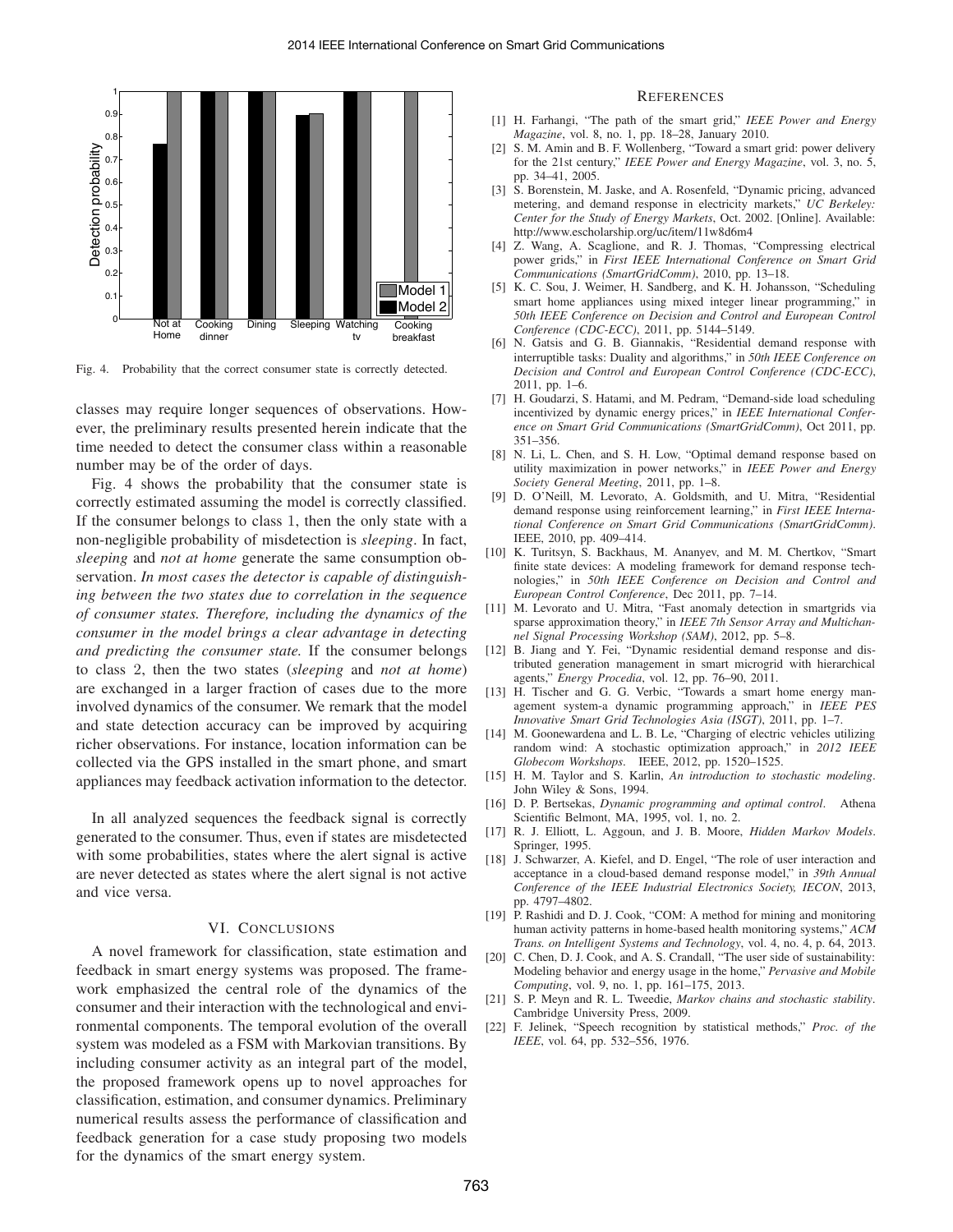1
0.9
0.8
0.7
0.6
0.5
0.4
0.3
0.2
0.1
0

Detection probability

Not at Home
Cooking dinner
Dining
Sleeping
Watching tv
Cooking breakfast

Model 1
Model 2

Fig. 4. Probability that the correct consumer state is correctly detected.

classes may require longer sequences of observations. However, the preliminary results presented herein indicate that the time needed to detect the consumer class within a reasonable number may be of the order of days.

Fig. 4 shows the probability that the consumer state is correctly estimated assuming the model is correctly classified. If the consumer belongs to class 1, then the only state with a non-negligible probability of misdetection is *sleeping*. In fact, *sleeping* and *not at home* generate the same consumption observation. *In most cases the detector is capable of distinguishing between the two states due to correlation in the sequence of consumer states. Therefore, including the dynamics of the consumer in the model brings a clear advantage in detecting and predicting the consumer state.* If the consumer belongs to class 2, then the two states (*sleeping* and *not at home*) are exchanged in a larger fraction of cases due to the more involved dynamics of the consumer. We remark that the model and state detection accuracy can be improved by acquiring richer observations. For instance, location information can be collected via the GPS installed in the smart phone, and smart appliances may feedback activation information to the detector.

In all analyzed sequences the feedback signal is correctly generated to the consumer. Thus, even if states are misdetected with some probabilities, states where the alert signal is active are never detected as states where the alert signal is not active and vice versa.

## VI. Conclusions

A novel framework for classification, state estimation and feedback in smart energy systems was proposed. The framework emphasized the central role of the dynamics of the consumer and their interaction with the technological and environmental components. The temporal evolution of the overall system was modeled as a FSM with Markovian transitions. By including consumer activity as an integral part of the model, the proposed framework opens up to novel approaches for classification, estimation, and consumer dynamics. Preliminary numerical results assess the performance of classification and feedback generation for a case study proposing two models for the dynamics of the smart energy system.

## References

[1] H. Farhangi, "The path of the smart grid," *IEEE Power and Energy Magazine*, vol. 8, no. 1, pp. 18–28, January 2010.

[2] S. M. Amin and B. F. Wollenberg, "Toward a smart grid: power delivery for the 21st century," *IEEE Power and Energy Magazine*, vol. 3, no. 5, pp. 34–41, 2005.

[3] S. Borenstein, M. Jaske, and A. Rosenfeld, "Dynamic pricing, advanced metering, and demand response in electricity markets," *UC Berkeley: Center for the Study of Energy Markets*, Oct. 2002. [Online]. Available: http://www.escholarship.org/uc/item/11w8d6m4

[4] Z. Wang, A. Scaglione, and R. J. Thomas, "Compressing electrical power grids," in *First IEEE International Conference on Smart Grid Communications (SmartGridComm)*, 2010, pp. 13–18.

[5] K. C. Sou, J. Weimer, H. Sandberg, and K. H. Johansson, "Scheduling smart home appliances using mixed integer linear programming," in *50th IEEE Conference on Decision and Control and European Control Conference (CDC-ECC)*, 2011, pp. 5144–5149.

[6] N. Gatsis and G. B. Giannakis, "Residential demand response with interruptible tasks: Duality and algorithms," in *50th IEEE Conference on Decision and Control and European Control Conference (CDC-ECC)*, 2011, pp. 1–6.

[7] H. Goudarzi, S. Hatami, and M. Pedram, "Demand-side load scheduling incentivized by dynamic energy prices," in *IEEE International Conference on Smart Grid Communications (SmartGridComm)*, Oct 2011, pp. 351–356.

[8] N. Li, L. Chen, and S. H. Low, "Optimal demand response based on utility maximization in power networks," in *IEEE Power and Energy Society General Meeting*, 2011, pp. 1–8.

[9] D. O'Neill, M. Levorato, A. Goldsmith, and U. Mitra, "Residential demand response using reinforcement learning," in *First IEEE International Conference on Smart Grid Communications (SmartGridComm)*. IEEE, 2010, pp. 409–414.

[10] K. Turitsyn, S. Backhaus, M. Ananyev, and M. M. Chertkov, "Smart finite state devices: A modeling framework for demand response technologies," in *50th IEEE Conference on Decision and Control and European Control Conference*, Dec 2011, pp. 7–14.

[11] M. Levorato and U. Mitra, "Fast anomaly detection in smartgrids via sparse approximation theory," in *IEEE 7th Sensor Array and Multichannel Signal Processing Workshop (SAM)*, 2012, pp. 5–8.

[12] B. Jiang and Y. Fei, "Dynamic residential demand response and distributed generation management in smart microgrid with hierarchical agents," *Energy Procedia*, vol. 12, pp. 76–90, 2011.

[13] H. Tischer and G. G. Verbic, "Towards a smart home energy management system-a dynamic programming approach," in *IEEE PES Innovative Smart Grid Technologies Asia (ISGT)*, 2011, pp. 1–7.

[14] M. Goonewardena and L. B. Le, "Charging of electric vehicles utilizing random wind: A stochastic optimization approach," in *2012 IEEE Globecom Workshops*. IEEE, 2012, pp. 1520–1525.

[15] H. M. Taylor and S. Karlin, *An introduction to stochastic modeling*. John Wiley & Sons, 1994.

[16] D. P. Bertsekas, *Dynamic programming and optimal control*. Athena Scientific Belmont, MA, 1995, vol. 1, no. 2.

[17] R. J. Elliott, L. Aggoun, and J. B. Moore, *Hidden Markov Models*. Springer, 1995.

[18] J. Schwarzer, A. Kiefel, and D. Engel, "The role of user interaction and acceptance in a cloud-based demand response model," in *39th Annual Conference of the IEEE Industrial Electronics Society, IECON*, 2013, pp. 4797–4802.

[19] P. Rashidi and D. J. Cook, "COM: A method for mining and monitoring human activity patterns in home-based health monitoring systems," *ACM Trans. on Intelligent Systems and Technology*, vol. 4, no. 4, p. 64, 2013.

[20] C. Chen, D. J. Cook, and A. S. Crandall, "The user side of sustainability: Modeling behavior and energy usage in the home," *Pervasive and Mobile Computing*, vol. 9, no. 1, pp. 161–175, 2013.

[21] S. P. Meyn and R. L. Tweedie, *Markov chains and stochastic stability*. Cambridge University Press, 2009.

[22] F. Jelinek, "Speech recognition by statistical methods," *Proc. of the IEEE*, vol. 64, pp. 532–556, 1976.